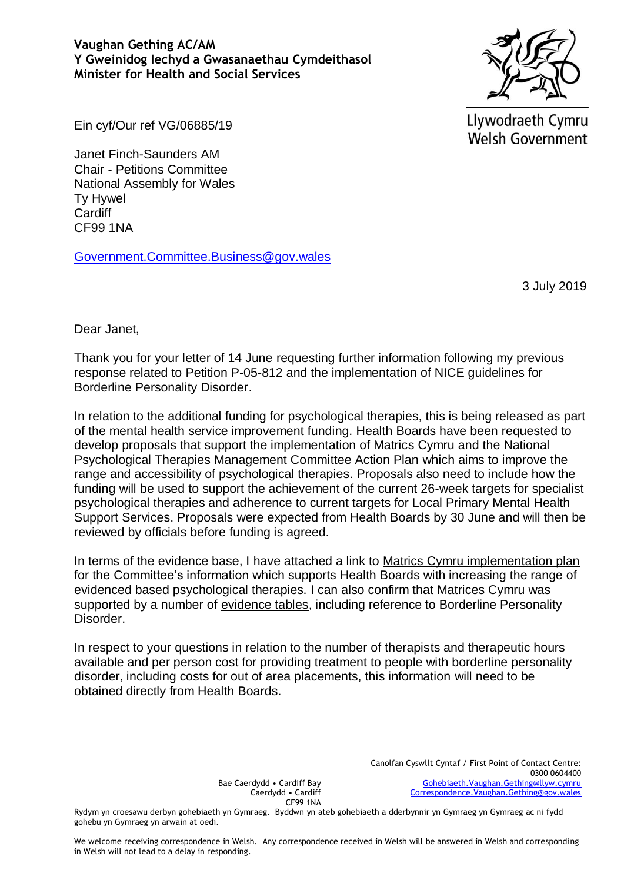**Vaughan Gething AC/AM**
**Y Gweinidog Iechyd a Gwasanaethau Cymdeithasol**
**Minister for Health and Social Services**

Llywodraeth Cymru
Welsh Government

Ein cyf/Our ref VG/06885/19

Janet Finch-Saunders AM
Chair - Petitions Committee
National Assembly for Wales
Ty Hywel
Cardiff
CF99 1NA

Government.Committee.Business@gov.wales

3 July 2019

Dear Janet,

Thank you for your letter of 14 June requesting further information following my previous response related to Petition P-05-812 and the implementation of NICE guidelines for Borderline Personality Disorder.

In relation to the additional funding for psychological therapies, this is being released as part of the mental health service improvement funding. Health Boards have been requested to develop proposals that support the implementation of Matrics Cymru and the National Psychological Therapies Management Committee Action Plan which aims to improve the range and accessibility of psychological therapies. Proposals also need to include how the funding will be used to support the achievement of the current 26-week targets for specialist psychological therapies and adherence to current targets for Local Primary Mental Health Support Services. Proposals were expected from Health Boards by 30 June and will then be reviewed by officials before funding is agreed.

In terms of the evidence base, I have attached a link to Matrics Cymru implementation plan for the Committee's information which supports Health Boards with increasing the range of evidenced based psychological therapies. I can also confirm that Matrices Cymru was supported by a number of evidence tables, including reference to Borderline Personality Disorder.

In respect to your questions in relation to the number of therapists and therapeutic hours available and per person cost for providing treatment to people with borderline personality disorder, including costs for out of area placements, this information will need to be obtained directly from Health Boards.

Bae Caerdydd • Cardiff Bay
Caerdydd • Cardiff
CF99 1NA

Canolfan Cyswllt Cyntaf / First Point of Contact Centre:
0300 0604400
Gohebiaeth.Vaughan.Gething@llyw.cymru
Correspondence.Vaughan.Gething@gov.wales

Rydym yn croesawu derbyn gohebiaeth yn Gymraeg. Byddwn yn ateb gohebiaeth a dderbynnir yn Gymraeg yn Gymraeg ac ni fydd gohebu yn Gymraeg yn arwain at oedi.

We welcome receiving correspondence in Welsh. Any correspondence received in Welsh will be answered in Welsh and corresponding in Welsh will not lead to a delay in responding.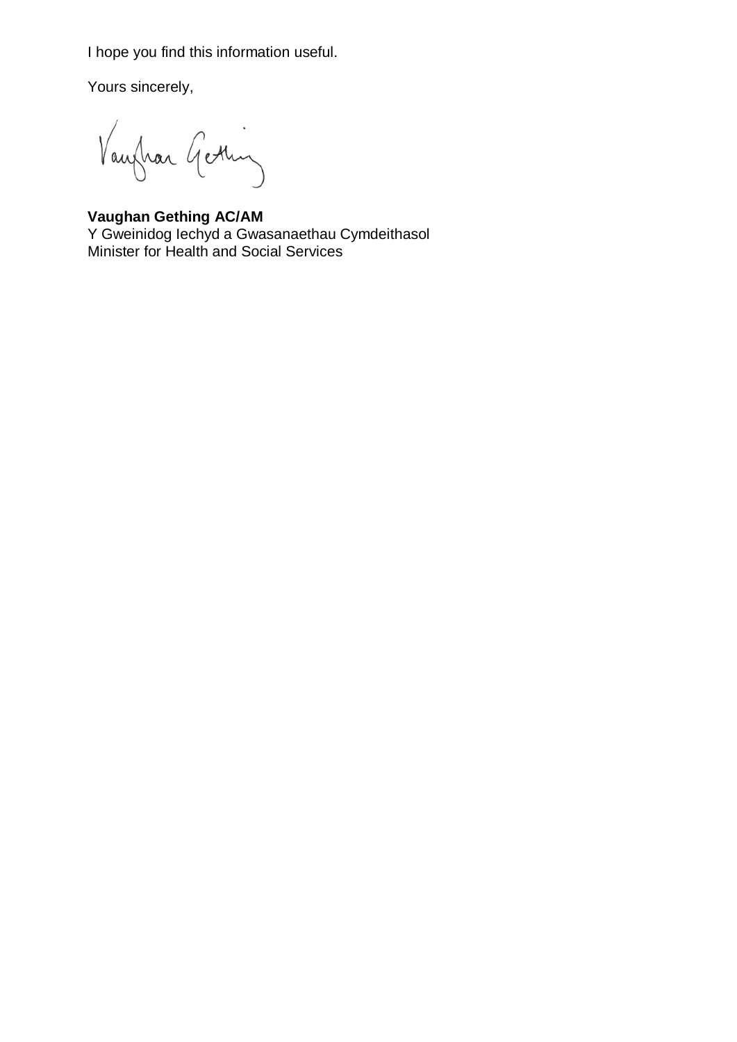I hope you find this information useful.

Yours sincerely,

**Vaughan Gething AC/AM**
Y Gweinidog Iechyd a Gwasanaethau Cymdeithasol
Minister for Health and Social Services